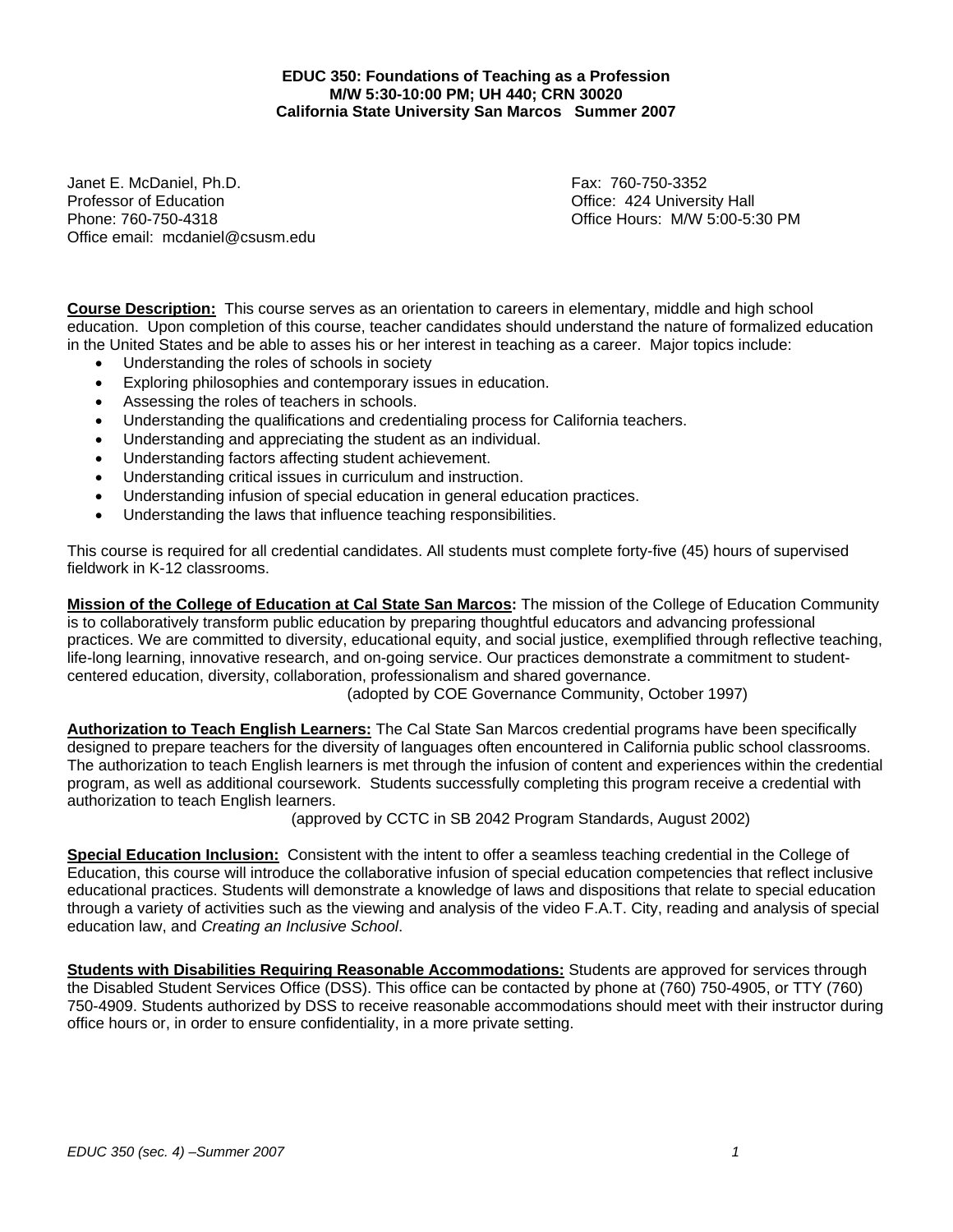**EDUC 350: Foundations of Teaching as a Profession**
**M/W 5:30-10:00 PM; UH 440; CRN 30020**
**California State University San Marcos Summer 2007**

Janet E. McDaniel, Ph.D.
Professor of Education
Phone: 760-750-4318
Office email: mcdaniel@csusm.edu

Fax: 760-750-3352
Office: 424 University Hall
Office Hours: M/W 5:00-5:30 PM

**Course Description:** This course serves as an orientation to careers in elementary, middle and high school education. Upon completion of this course, teacher candidates should understand the nature of formalized education in the United States and be able to asses his or her interest in teaching as a career. Major topics include:

- Understanding the roles of schools in society
- Exploring philosophies and contemporary issues in education.
- Assessing the roles of teachers in schools.
- Understanding the qualifications and credentialing process for California teachers.
- Understanding and appreciating the student as an individual.
- Understanding factors affecting student achievement.
- Understanding critical issues in curriculum and instruction.
- Understanding infusion of special education in general education practices.
- Understanding the laws that influence teaching responsibilities.

This course is required for all credential candidates. All students must complete forty-five (45) hours of supervised fieldwork in K-12 classrooms.

**Mission of the College of Education at Cal State San Marcos:** The mission of the College of Education Community is to collaboratively transform public education by preparing thoughtful educators and advancing professional practices. We are committed to diversity, educational equity, and social justice, exemplified through reflective teaching, life-long learning, innovative research, and on-going service. Our practices demonstrate a commitment to student-centered education, diversity, collaboration, professionalism and shared governance.
(adopted by COE Governance Community, October 1997)

**Authorization to Teach English Learners:** The Cal State San Marcos credential programs have been specifically designed to prepare teachers for the diversity of languages often encountered in California public school classrooms. The authorization to teach English learners is met through the infusion of content and experiences within the credential program, as well as additional coursework. Students successfully completing this program receive a credential with authorization to teach English learners.
(approved by CCTC in SB 2042 Program Standards, August 2002)

**Special Education Inclusion:** Consistent with the intent to offer a seamless teaching credential in the College of Education, this course will introduce the collaborative infusion of special education competencies that reflect inclusive educational practices. Students will demonstrate a knowledge of laws and dispositions that relate to special education through a variety of activities such as the viewing and analysis of the video F.A.T. City, reading and analysis of special education law, and *Creating an Inclusive School*.

**Students with Disabilities Requiring Reasonable Accommodations:** Students are approved for services through the Disabled Student Services Office (DSS). This office can be contacted by phone at (760) 750-4905, or TTY (760) 750-4909. Students authorized by DSS to receive reasonable accommodations should meet with their instructor during office hours or, in order to ensure confidentiality, in a more private setting.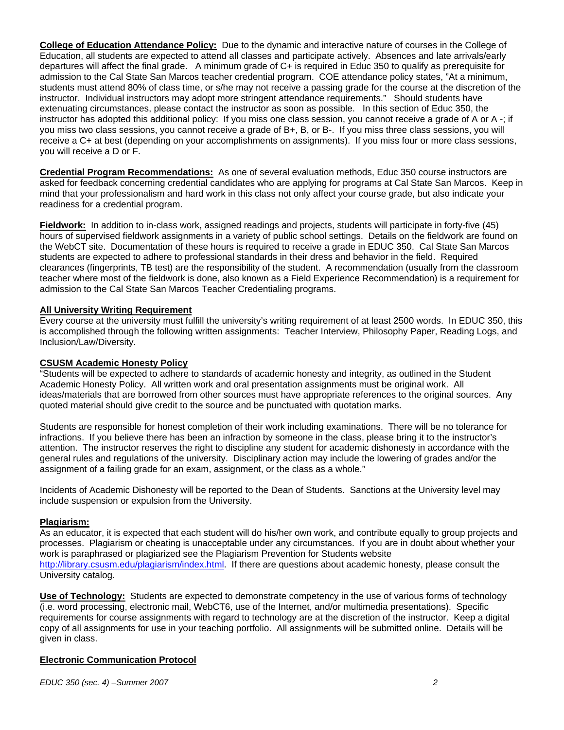**College of Education Attendance Policy:** Due to the dynamic and interactive nature of courses in the College of Education, all students are expected to attend all classes and participate actively. Absences and late arrivals/early departures will affect the final grade. A minimum grade of C+ is required in Educ 350 to qualify as prerequisite for admission to the Cal State San Marcos teacher credential program. COE attendance policy states, "At a minimum, students must attend 80% of class time, or s/he may not receive a passing grade for the course at the discretion of the instructor. Individual instructors may adopt more stringent attendance requirements." Should students have extenuating circumstances, please contact the instructor as soon as possible. In this section of Educ 350, the instructor has adopted this additional policy: If you miss one class session, you cannot receive a grade of A or A -; if you miss two class sessions, you cannot receive a grade of B+, B, or B-. If you miss three class sessions, you will receive a C+ at best (depending on your accomplishments on assignments). If you miss four or more class sessions, you will receive a D or F.

**Credential Program Recommendations:** As one of several evaluation methods, Educ 350 course instructors are asked for feedback concerning credential candidates who are applying for programs at Cal State San Marcos. Keep in mind that your professionalism and hard work in this class not only affect your course grade, but also indicate your readiness for a credential program.

**Fieldwork:** In addition to in-class work, assigned readings and projects, students will participate in forty-five (45) hours of supervised fieldwork assignments in a variety of public school settings. Details on the fieldwork are found on the WebCT site. Documentation of these hours is required to receive a grade in EDUC 350. Cal State San Marcos students are expected to adhere to professional standards in their dress and behavior in the field. Required clearances (fingerprints, TB test) are the responsibility of the student. A recommendation (usually from the classroom teacher where most of the fieldwork is done, also known as a Field Experience Recommendation) is a requirement for admission to the Cal State San Marcos Teacher Credentialing programs.

**All University Writing Requirement**

Every course at the university must fulfill the university's writing requirement of at least 2500 words. In EDUC 350, this is accomplished through the following written assignments: Teacher Interview, Philosophy Paper, Reading Logs, and Inclusion/Law/Diversity.

**CSUSM Academic Honesty Policy**

"Students will be expected to adhere to standards of academic honesty and integrity, as outlined in the Student Academic Honesty Policy. All written work and oral presentation assignments must be original work. All ideas/materials that are borrowed from other sources must have appropriate references to the original sources. Any quoted material should give credit to the source and be punctuated with quotation marks.

Students are responsible for honest completion of their work including examinations. There will be no tolerance for infractions. If you believe there has been an infraction by someone in the class, please bring it to the instructor's attention. The instructor reserves the right to discipline any student for academic dishonesty in accordance with the general rules and regulations of the university. Disciplinary action may include the lowering of grades and/or the assignment of a failing grade for an exam, assignment, or the class as a whole."

Incidents of Academic Dishonesty will be reported to the Dean of Students. Sanctions at the University level may include suspension or expulsion from the University.

**Plagiarism:**

As an educator, it is expected that each student will do his/her own work, and contribute equally to group projects and processes. Plagiarism or cheating is unacceptable under any circumstances. If you are in doubt about whether your work is paraphrased or plagiarized see the Plagiarism Prevention for Students website http://library.csusm.edu/plagiarism/index.html. If there are questions about academic honesty, please consult the University catalog.

**Use of Technology:** Students are expected to demonstrate competency in the use of various forms of technology (i.e. word processing, electronic mail, WebCT6, use of the Internet, and/or multimedia presentations). Specific requirements for course assignments with regard to technology are at the discretion of the instructor. Keep a digital copy of all assignments for use in your teaching portfolio. All assignments will be submitted online. Details will be given in class.

**Electronic Communication Protocol**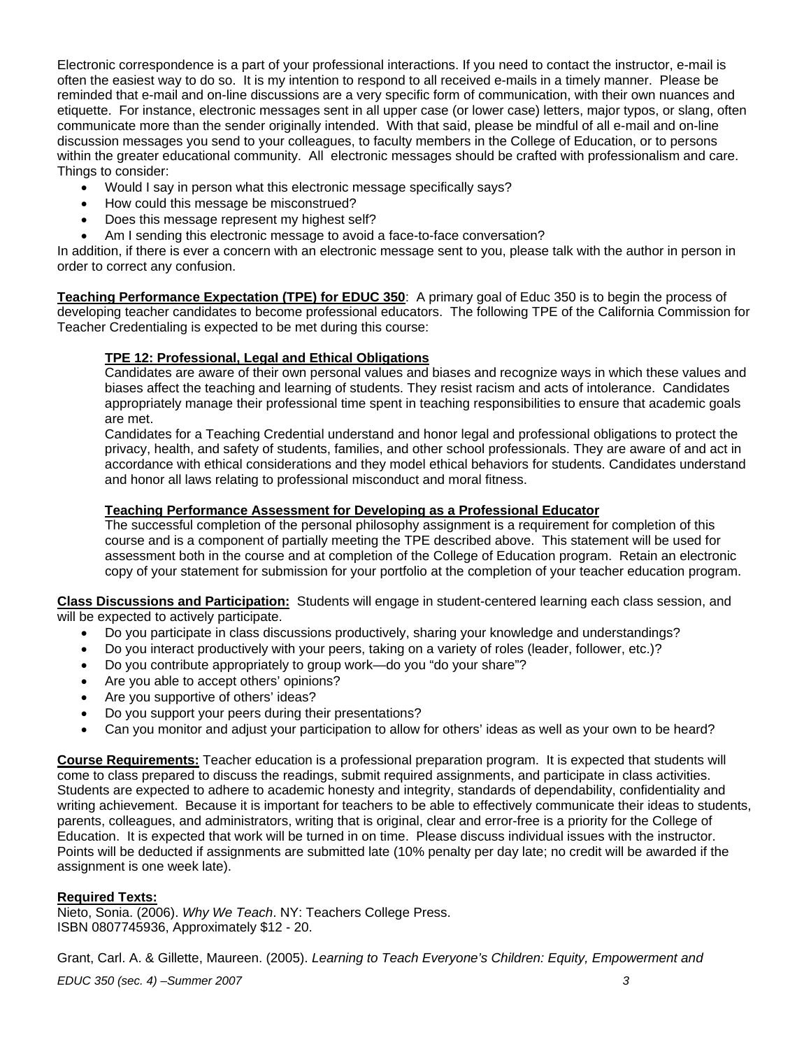Electronic correspondence is a part of your professional interactions. If you need to contact the instructor, e-mail is often the easiest way to do so. It is my intention to respond to all received e-mails in a timely manner. Please be reminded that e-mail and on-line discussions are a very specific form of communication, with their own nuances and etiquette. For instance, electronic messages sent in all upper case (or lower case) letters, major typos, or slang, often communicate more than the sender originally intended. With that said, please be mindful of all e-mail and on-line discussion messages you send to your colleagues, to faculty members in the College of Education, or to persons within the greater educational community. All electronic messages should be crafted with professionalism and care. Things to consider:

- Would I say in person what this electronic message specifically says?
- How could this message be misconstrued?
- Does this message represent my highest self?
- Am I sending this electronic message to avoid a face-to-face conversation?

In addition, if there is ever a concern with an electronic message sent to you, please talk with the author in person in order to correct any confusion.

**Teaching Performance Expectation (TPE) for EDUC 350**: A primary goal of Educ 350 is to begin the process of developing teacher candidates to become professional educators. The following TPE of the California Commission for Teacher Credentialing is expected to be met during this course:

> **TPE 12: Professional, Legal and Ethical Obligations**
>
> Candidates are aware of their own personal values and biases and recognize ways in which these values and biases affect the teaching and learning of students. They resist racism and acts of intolerance. Candidates appropriately manage their professional time spent in teaching responsibilities to ensure that academic goals are met.
>
> Candidates for a Teaching Credential understand and honor legal and professional obligations to protect the privacy, health, and safety of students, families, and other school professionals. They are aware of and act in accordance with ethical considerations and they model ethical behaviors for students. Candidates understand and honor all laws relating to professional misconduct and moral fitness.
>
> **Teaching Performance Assessment for Developing as a Professional Educator**
>
> The successful completion of the personal philosophy assignment is a requirement for completion of this course and is a component of partially meeting the TPE described above. This statement will be used for assessment both in the course and at completion of the College of Education program. Retain an electronic copy of your statement for submission for your portfolio at the completion of your teacher education program.

**Class Discussions and Participation:** Students will engage in student-centered learning each class session, and will be expected to actively participate.

- Do you participate in class discussions productively, sharing your knowledge and understandings?
- Do you interact productively with your peers, taking on a variety of roles (leader, follower, etc.)?
- Do you contribute appropriately to group work—do you "do your share"?
- Are you able to accept others' opinions?
- Are you supportive of others' ideas?
- Do you support your peers during their presentations?
- Can you monitor and adjust your participation to allow for others' ideas as well as your own to be heard?

**Course Requirements:** Teacher education is a professional preparation program. It is expected that students will come to class prepared to discuss the readings, submit required assignments, and participate in class activities. Students are expected to adhere to academic honesty and integrity, standards of dependability, confidentiality and writing achievement. Because it is important for teachers to be able to effectively communicate their ideas to students, parents, colleagues, and administrators, writing that is original, clear and error-free is a priority for the College of Education. It is expected that work will be turned in on time. Please discuss individual issues with the instructor. Points will be deducted if assignments are submitted late (10% penalty per day late; no credit will be awarded if the assignment is one week late).

**Required Texts:**

Nieto, Sonia. (2006). *Why We Teach*. NY: Teachers College Press.
ISBN 0807745936, Approximately $12 - 20.

Grant, Carl. A. & Gillette, Maureen. (2005). *Learning to Teach Everyone's Children: Equity, Empowerment and*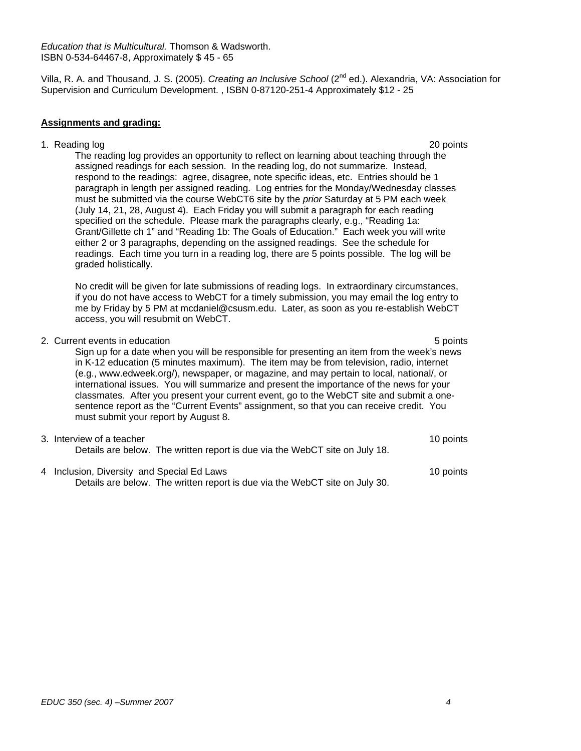*Education that is Multicultural.* Thomson & Wadsworth.
ISBN 0-534-64467-8, Approximately $ 45 - 65

Villa, R. A. and Thousand, J. S. (2005). *Creating an Inclusive School* (2nd ed.). Alexandria, VA: Association for Supervision and Curriculum Development. , ISBN 0-87120-251-4 Approximately $12 - 25

**Assignments and grading:**

1. Reading log — 20 points

   The reading log provides an opportunity to reflect on learning about teaching through the assigned readings for each session. In the reading log, do not summarize. Instead, respond to the readings: agree, disagree, note specific ideas, etc. Entries should be 1 paragraph in length per assigned reading. Log entries for the Monday/Wednesday classes must be submitted via the course WebCT6 site by the *prior* Saturday at 5 PM each week (July 14, 21, 28, August 4). Each Friday you will submit a paragraph for each reading specified on the schedule. Please mark the paragraphs clearly, e.g., "Reading 1a: Grant/Gillette ch 1" and "Reading 1b: The Goals of Education." Each week you will write either 2 or 3 paragraphs, depending on the assigned readings. See the schedule for readings. Each time you turn in a reading log, there are 5 points possible. The log will be graded holistically.

   No credit will be given for late submissions of reading logs. In extraordinary circumstances, if you do not have access to WebCT for a timely submission, you may email the log entry to me by Friday by 5 PM at mcdaniel@csusm.edu. Later, as soon as you re-establish WebCT access, you will resubmit on WebCT.

2. Current events in education — 5 points

   Sign up for a date when you will be responsible for presenting an item from the week's news in K-12 education (5 minutes maximum). The item may be from television, radio, internet (e.g., www.edweek.org/), newspaper, or magazine, and may pertain to local, national/, or international issues. You will summarize and present the importance of the news for your classmates. After you present your current event, go to the WebCT site and submit a one-sentence report as the "Current Events" assignment, so that you can receive credit. You must submit your report by August 8.

3. Interview of a teacher — 10 points

   Details are below. The written report is due via the WebCT site on July 18.

4. Inclusion, Diversity and Special Ed Laws — 10 points

   Details are below. The written report is due via the WebCT site on July 30.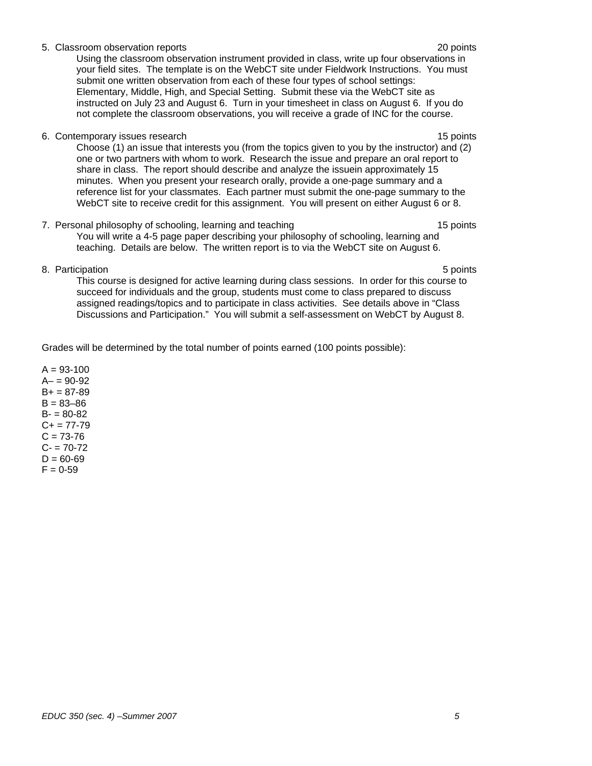5. Classroom observation reports — 20 points

   Using the classroom observation instrument provided in class, write up four observations in your field sites. The template is on the WebCT site under Fieldwork Instructions. You must submit one written observation from each of these four types of school settings: Elementary, Middle, High, and Special Setting. Submit these via the WebCT site as instructed on July 23 and August 6. Turn in your timesheet in class on August 6. If you do not complete the classroom observations, you will receive a grade of INC for the course.

6. Contemporary issues research — 15 points

   Choose (1) an issue that interests you (from the topics given to you by the instructor) and (2) one or two partners with whom to work. Research the issue and prepare an oral report to share in class. The report should describe and analyze the issuein approximately 15 minutes. When you present your research orally, provide a one-page summary and a reference list for your classmates. Each partner must submit the one-page summary to the WebCT site to receive credit for this assignment. You will present on either August 6 or 8.

7. Personal philosophy of schooling, learning and teaching — 15 points

   You will write a 4-5 page paper describing your philosophy of schooling, learning and teaching. Details are below. The written report is to via the WebCT site on August 6.

8. Participation — 5 points

   This course is designed for active learning during class sessions. In order for this course to succeed for individuals and the group, students must come to class prepared to discuss assigned readings/topics and to participate in class activities. See details above in "Class Discussions and Participation." You will submit a self-assessment on WebCT by August 8.

Grades will be determined by the total number of points earned (100 points possible):

A = 93-100
A– = 90-92
B+ = 87-89
B = 83–86
B- = 80-82
C+ = 77-79
C = 73-76
C- = 70-72
D = 60-69
F = 0-59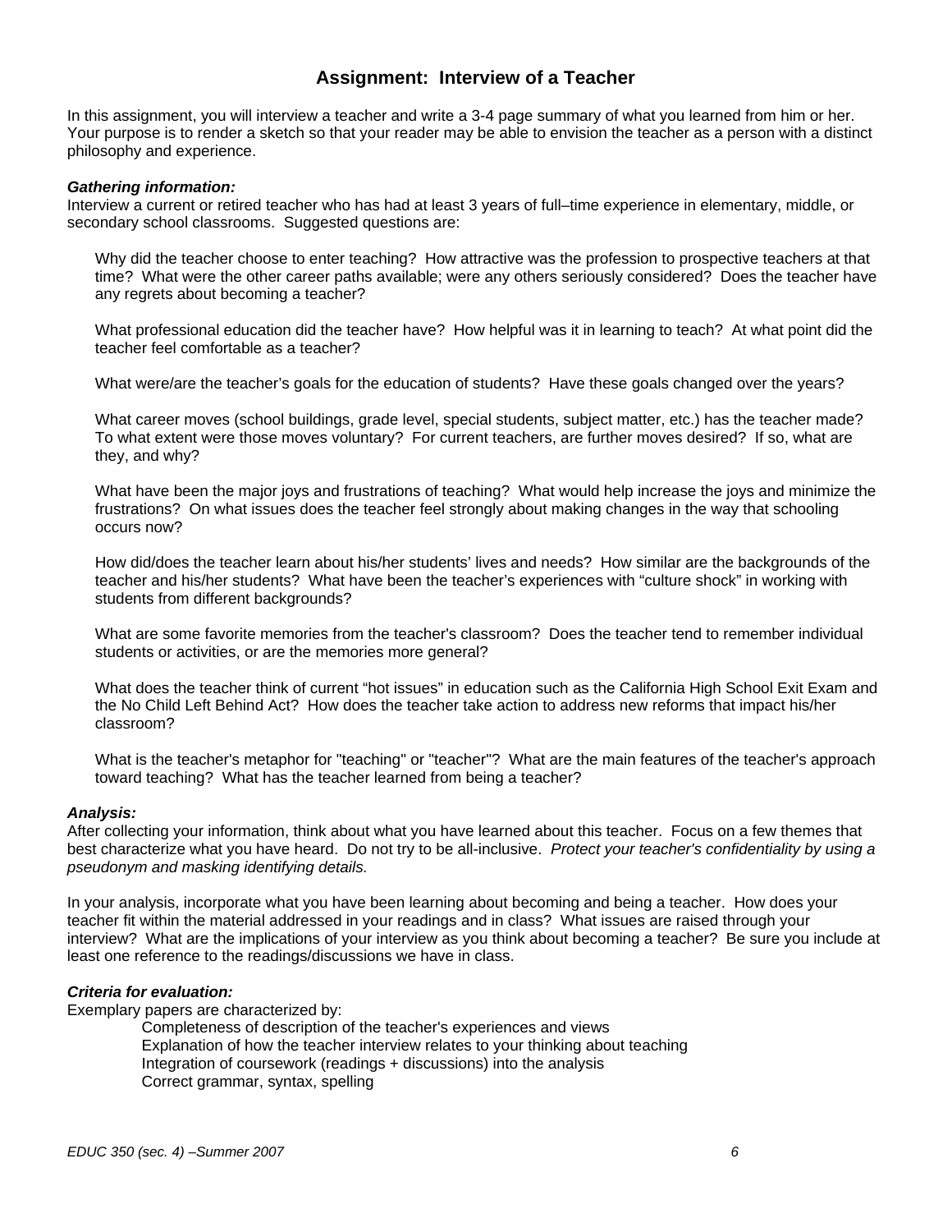## Assignment: Interview of a Teacher

In this assignment, you will interview a teacher and write a 3-4 page summary of what you learned from him or her. Your purpose is to render a sketch so that your reader may be able to envision the teacher as a person with a distinct philosophy and experience.

***Gathering information:***
Interview a current or retired teacher who has had at least 3 years of full–time experience in elementary, middle, or secondary school classrooms. Suggested questions are:

> Why did the teacher choose to enter teaching? How attractive was the profession to prospective teachers at that time? What were the other career paths available; were any others seriously considered? Does the teacher have any regrets about becoming a teacher?
>
> What professional education did the teacher have? How helpful was it in learning to teach? At what point did the teacher feel comfortable as a teacher?
>
> What were/are the teacher's goals for the education of students? Have these goals changed over the years?
>
> What career moves (school buildings, grade level, special students, subject matter, etc.) has the teacher made? To what extent were those moves voluntary? For current teachers, are further moves desired? If so, what are they, and why?
>
> What have been the major joys and frustrations of teaching? What would help increase the joys and minimize the frustrations? On what issues does the teacher feel strongly about making changes in the way that schooling occurs now?
>
> How did/does the teacher learn about his/her students' lives and needs? How similar are the backgrounds of the teacher and his/her students? What have been the teacher's experiences with "culture shock" in working with students from different backgrounds?
>
> What are some favorite memories from the teacher's classroom? Does the teacher tend to remember individual students or activities, or are the memories more general?
>
> What does the teacher think of current "hot issues" in education such as the California High School Exit Exam and the No Child Left Behind Act? How does the teacher take action to address new reforms that impact his/her classroom?
>
> What is the teacher's metaphor for "teaching" or "teacher"? What are the main features of the teacher's approach toward teaching? What has the teacher learned from being a teacher?

***Analysis:***
After collecting your information, think about what you have learned about this teacher. Focus on a few themes that best characterize what you have heard. Do not try to be all-inclusive. *Protect your teacher's confidentiality by using a pseudonym and masking identifying details.*

In your analysis, incorporate what you have been learning about becoming and being a teacher. How does your teacher fit within the material addressed in your readings and in class? What issues are raised through your interview? What are the implications of your interview as you think about becoming a teacher? Be sure you include at least one reference to the readings/discussions we have in class.

***Criteria for evaluation:***
Exemplary papers are characterized by:

- Completeness of description of the teacher's experiences and views
- Explanation of how the teacher interview relates to your thinking about teaching
- Integration of coursework (readings + discussions) into the analysis
- Correct grammar, syntax, spelling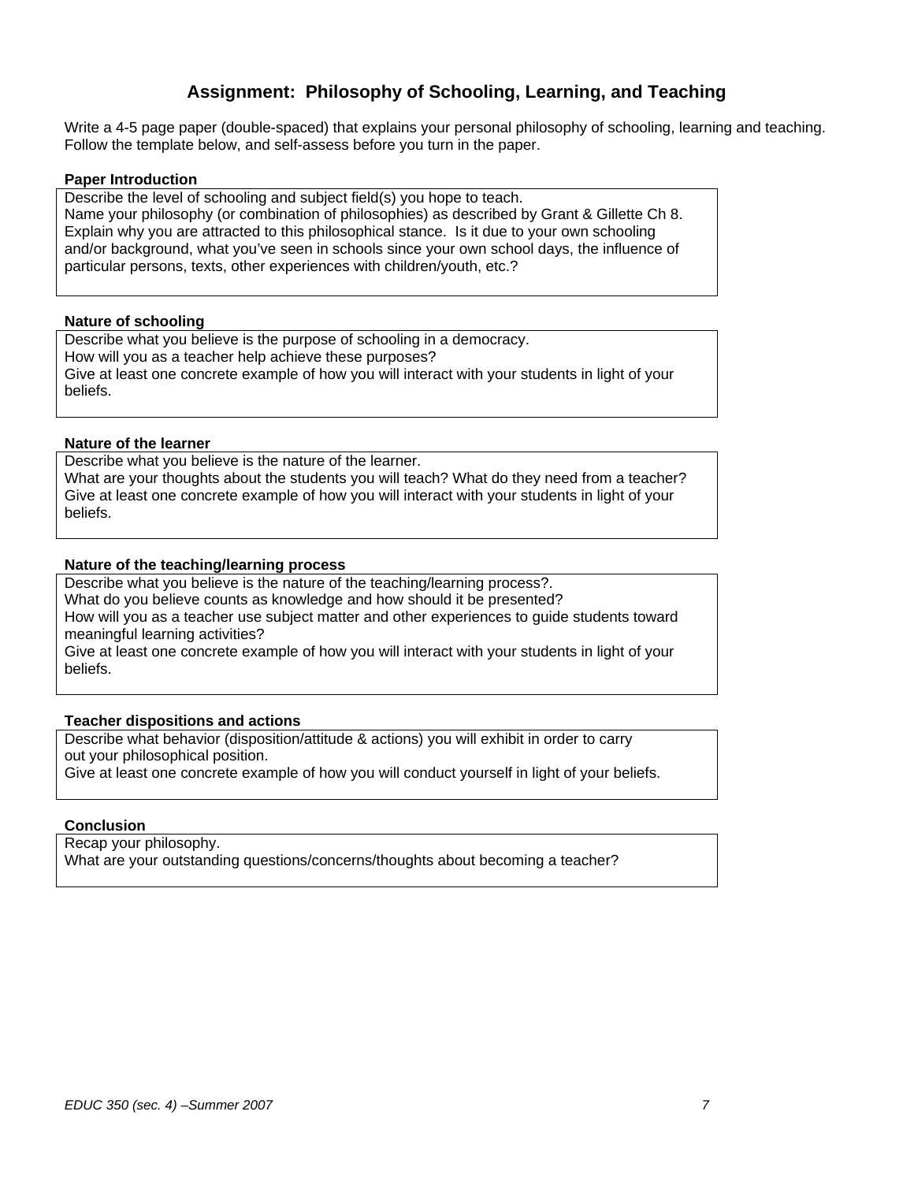# Assignment: Philosophy of Schooling, Learning, and Teaching

Write a 4-5 page paper (double-spaced) that explains your personal philosophy of schooling, learning and teaching. Follow the template below, and self-assess before you turn in the paper.

**Paper Introduction**

Describe the level of schooling and subject field(s) you hope to teach.
Name your philosophy (or combination of philosophies) as described by Grant & Gillette Ch 8.
Explain why you are attracted to this philosophical stance. Is it due to your own schooling and/or background, what you've seen in schools since your own school days, the influence of particular persons, texts, other experiences with children/youth, etc.?

**Nature of schooling**

Describe what you believe is the purpose of schooling in a democracy.
How will you as a teacher help achieve these purposes?
Give at least one concrete example of how you will interact with your students in light of your beliefs.

**Nature of the learner**

Describe what you believe is the nature of the learner.
What are your thoughts about the students you will teach? What do they need from a teacher?
Give at least one concrete example of how you will interact with your students in light of your beliefs.

**Nature of the teaching/learning process**

Describe what you believe is the nature of the teaching/learning process?.
What do you believe counts as knowledge and how should it be presented?
How will you as a teacher use subject matter and other experiences to guide students toward meaningful learning activities?
Give at least one concrete example of how you will interact with your students in light of your beliefs.

**Teacher dispositions and actions**

Describe what behavior (disposition/attitude & actions) you will exhibit in order to carry out your philosophical position.
Give at least one concrete example of how you will conduct yourself in light of your beliefs.

**Conclusion**

Recap your philosophy.
What are your outstanding questions/concerns/thoughts about becoming a teacher?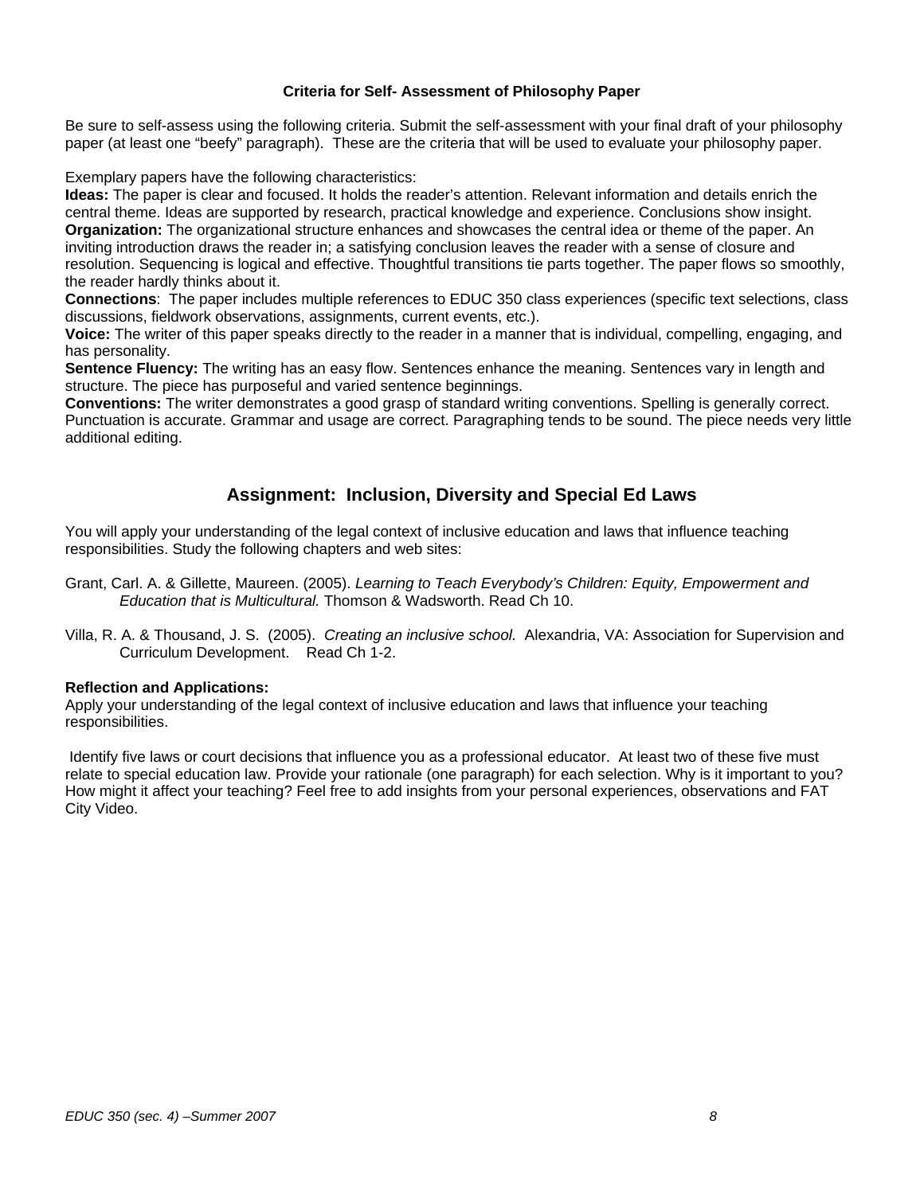**Criteria for Self- Assessment of Philosophy Paper**

Be sure to self-assess using the following criteria. Submit the self-assessment with your final draft of your philosophy paper (at least one "beefy" paragraph). These are the criteria that will be used to evaluate your philosophy paper.

Exemplary papers have the following characteristics:

**Ideas:** The paper is clear and focused. It holds the reader's attention. Relevant information and details enrich the central theme. Ideas are supported by research, practical knowledge and experience. Conclusions show insight.
**Organization:** The organizational structure enhances and showcases the central idea or theme of the paper. An inviting introduction draws the reader in; a satisfying conclusion leaves the reader with a sense of closure and resolution. Sequencing is logical and effective. Thoughtful transitions tie parts together. The paper flows so smoothly, the reader hardly thinks about it.
**Connections**: The paper includes multiple references to EDUC 350 class experiences (specific text selections, class discussions, fieldwork observations, assignments, current events, etc.).
**Voice:** The writer of this paper speaks directly to the reader in a manner that is individual, compelling, engaging, and has personality.
**Sentence Fluency:** The writing has an easy flow. Sentences enhance the meaning. Sentences vary in length and structure. The piece has purposeful and varied sentence beginnings.
**Conventions:** The writer demonstrates a good grasp of standard writing conventions. Spelling is generally correct. Punctuation is accurate. Grammar and usage are correct. Paragraphing tends to be sound. The piece needs very little additional editing.

## Assignment: Inclusion, Diversity and Special Ed Laws

You will apply your understanding of the legal context of inclusive education and laws that influence teaching responsibilities. Study the following chapters and web sites:

Grant, Carl. A. & Gillette, Maureen. (2005). *Learning to Teach Everybody's Children: Equity, Empowerment and Education that is Multicultural.* Thomson & Wadsworth. Read Ch 10.

Villa, R. A. & Thousand, J. S. (2005). *Creating an inclusive school.* Alexandria, VA: Association for Supervision and Curriculum Development. Read Ch 1-2.

**Reflection and Applications:**
Apply your understanding of the legal context of inclusive education and laws that influence your teaching responsibilities.

Identify five laws or court decisions that influence you as a professional educator. At least two of these five must relate to special education law. Provide your rationale (one paragraph) for each selection. Why is it important to you? How might it affect your teaching? Feel free to add insights from your personal experiences, observations and FAT City Video.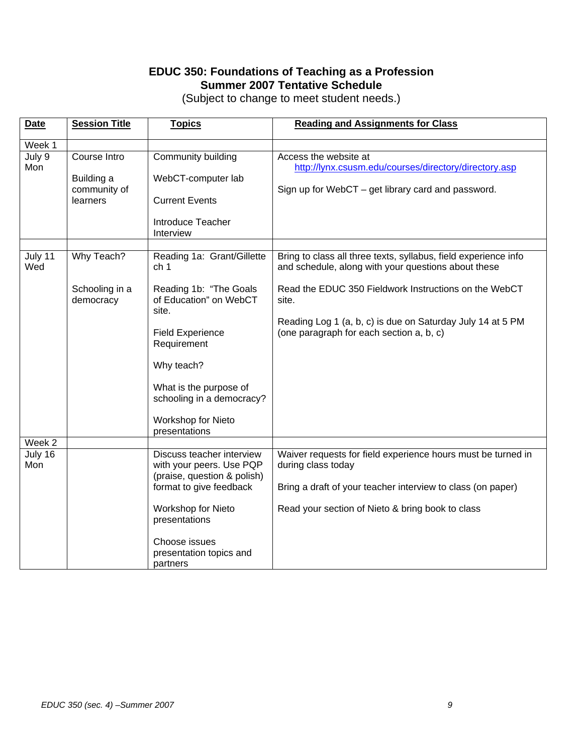# EDUC 350: Foundations of Teaching as a Profession
## Summer 2007 Tentative Schedule

(Subject to change to meet student needs.)

| Date | Session Title | Topics | Reading and Assignments for Class |
|---|---|---|---|
| Week 1 | | | |
| July 9 Mon | Course Intro<br><br>Building a community of learners | Community building<br><br>WebCT-computer lab<br><br>Current Events<br><br>Introduce Teacher Interview | Access the website at http://lynx.csusm.edu/courses/directory/directory.asp<br><br>Sign up for WebCT – get library card and password. |
| | | | |
| July 11 Wed | Why Teach?<br><br>Schooling in a democracy | Reading 1a: Grant/Gillette ch 1<br><br>Reading 1b: "The Goals of Education" on WebCT site.<br><br>Field Experience Requirement<br><br>Why teach?<br><br>What is the purpose of schooling in a democracy?<br><br>Workshop for Nieto presentations | Bring to class all three texts, syllabus, field experience info and schedule, along with your questions about these<br><br>Read the EDUC 350 Fieldwork Instructions on the WebCT site.<br><br>Reading Log 1 (a, b, c) is due on Saturday July 14 at 5 PM (one paragraph for each section a, b, c) |
| Week 2 | | | |
| July 16 Mon | | Discuss teacher interview with your peers. Use PQP (praise, question & polish) format to give feedback<br><br>Workshop for Nieto presentations<br><br>Choose issues presentation topics and partners | Waiver requests for field experience hours must be turned in during class today<br><br>Bring a draft of your teacher interview to class (on paper)<br><br>Read your section of Nieto & bring book to class |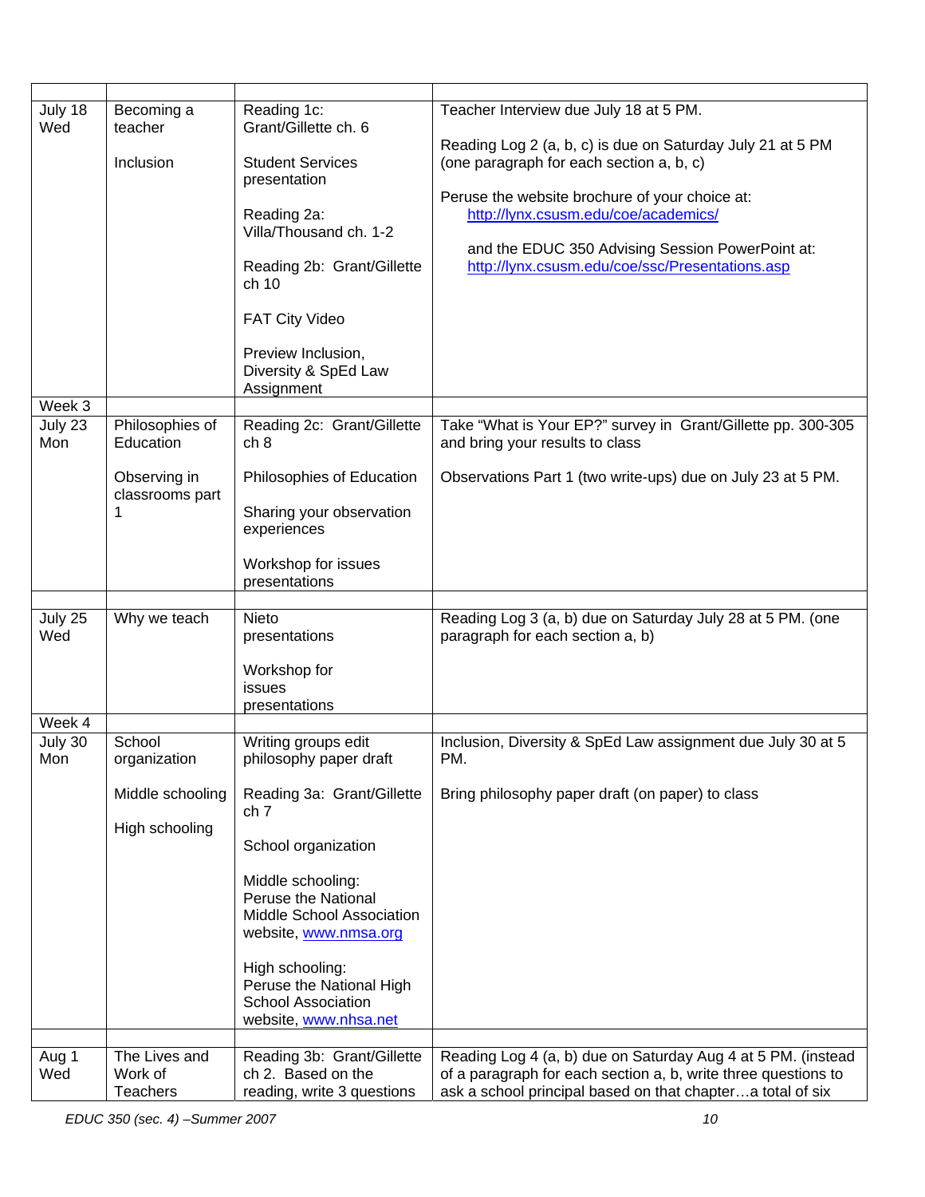| | | | |
|---|---|---|---|
| July 18 Wed | Becoming a teacher<br><br>Inclusion | Reading 1c: Grant/Gillette ch. 6<br><br>Student Services presentation<br><br>Reading 2a: Villa/Thousand ch. 1-2<br><br>Reading 2b: Grant/Gillette ch 10<br><br>FAT City Video<br><br>Preview Inclusion, Diversity & SpEd Law Assignment | Teacher Interview due July 18 at 5 PM.<br><br>Reading Log 2 (a, b, c) is due on Saturday July 21 at 5 PM (one paragraph for each section a, b, c)<br><br>Peruse the website brochure of your choice at: [http://lynx.csusm.edu/coe/academics/](http://lynx.csusm.edu/coe/academics/)<br><br>and the EDUC 350 Advising Session PowerPoint at: [http://lynx.csusm.edu/coe/ssc/Presentations.asp](http://lynx.csusm.edu/coe/ssc/Presentations.asp) |
| Week 3 | | | |
| July 23 Mon | Philosophies of Education<br><br>Observing in classrooms part 1 | Reading 2c: Grant/Gillette ch 8<br><br>Philosophies of Education<br><br>Sharing your observation experiences<br><br>Workshop for issues presentations | Take "What is Your EP?" survey in Grant/Gillette pp. 300-305 and bring your results to class<br><br>Observations Part 1 (two write-ups) due on July 23 at 5 PM. |
| | | | |
| July 25 Wed | Why we teach | Nieto presentations<br><br>Workshop for issues presentations | Reading Log 3 (a, b) due on Saturday July 28 at 5 PM. (one paragraph for each section a, b) |
| Week 4 | | | |
| July 30 Mon | School organization<br><br>Middle schooling<br><br>High schooling | Writing groups edit philosophy paper draft<br><br>Reading 3a: Grant/Gillette ch 7<br><br>School organization<br><br>Middle schooling: Peruse the National Middle School Association website, [www.nmsa.org](http://www.nmsa.org)<br><br>High schooling: Peruse the National High School Association website, [www.nhsa.net](http://www.nhsa.net) | Inclusion, Diversity & SpEd Law assignment due July 30 at 5 PM.<br><br>Bring philosophy paper draft (on paper) to class |
| | | | |
| Aug 1 Wed | The Lives and Work of Teachers | Reading 3b: Grant/Gillette ch 2. Based on the reading, write 3 questions | Reading Log 4 (a, b) due on Saturday Aug 4 at 5 PM. (instead of a paragraph for each section a, b, write three questions to ask a school principal based on that chapter…a total of six |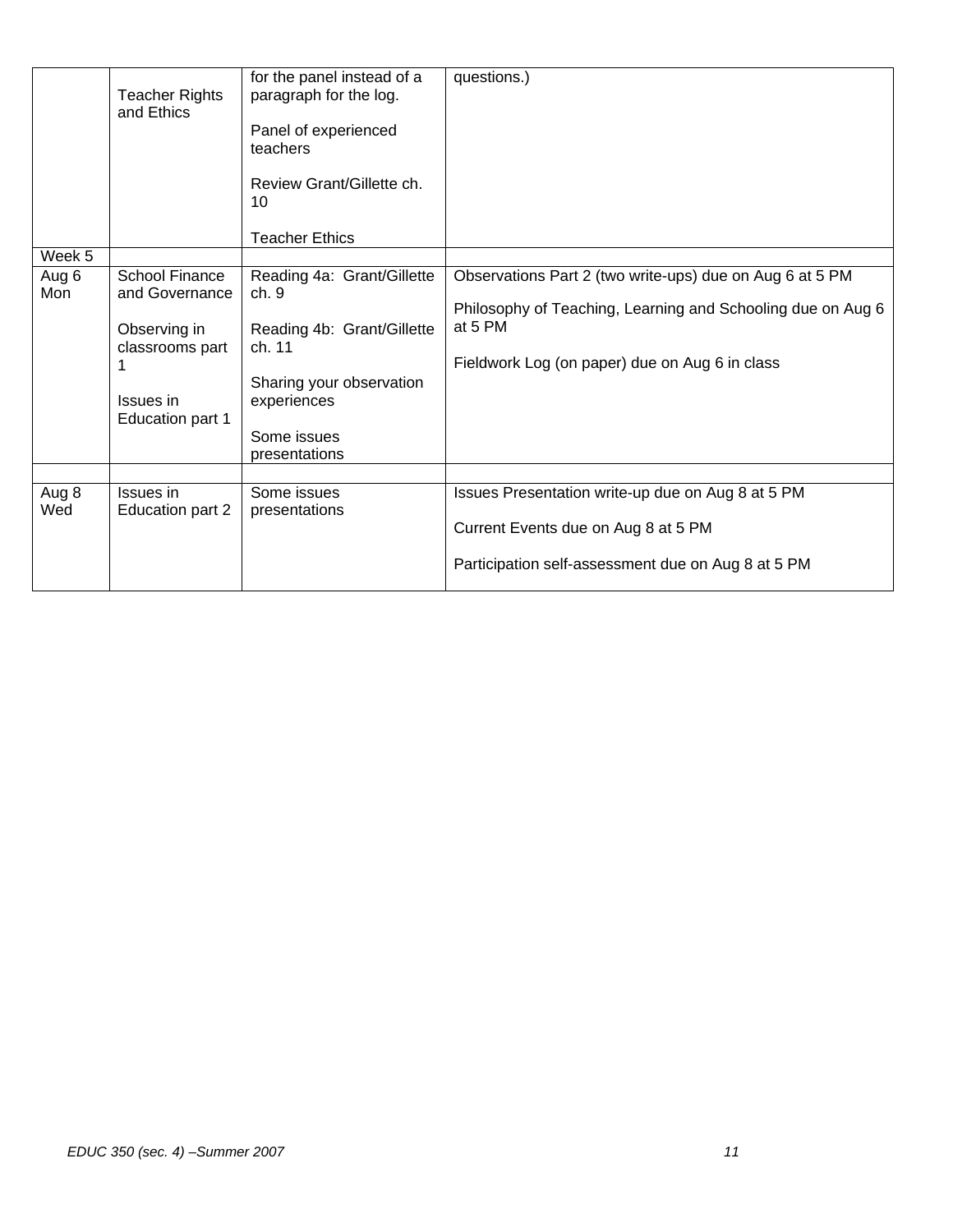| | | | |
|---|---|---|---|
| | Teacher Rights and Ethics | for the panel instead of a paragraph for the log.<br><br>Panel of experienced teachers<br><br>Review Grant/Gillette ch. 10<br><br>Teacher Ethics | questions.) |
| Week 5 | | | |
| Aug 6 Mon | School Finance and Governance<br><br>Observing in classrooms part 1<br><br>Issues in Education part 1 | Reading 4a: Grant/Gillette ch. 9<br><br>Reading 4b: Grant/Gillette ch. 11<br><br>Sharing your observation experiences<br><br>Some issues presentations | Observations Part 2 (two write-ups) due on Aug 6 at 5 PM<br><br>Philosophy of Teaching, Learning and Schooling due on Aug 6 at 5 PM<br><br>Fieldwork Log (on paper) due on Aug 6 in class |
| | | | |
| Aug 8 Wed | Issues in Education part 2 | Some issues presentations | Issues Presentation write-up due on Aug 8 at 5 PM<br><br>Current Events due on Aug 8 at 5 PM<br><br>Participation self-assessment due on Aug 8 at 5 PM |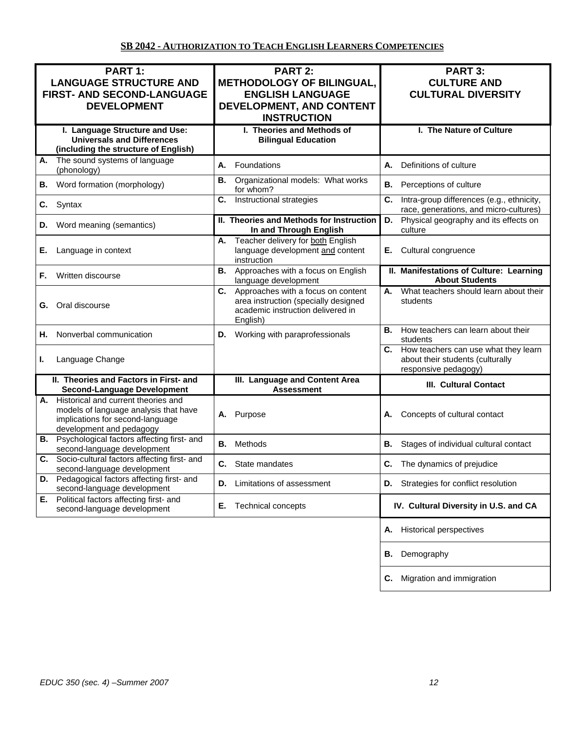# SB 2042 - AUTHORIZATION TO TEACH ENGLISH LEARNERS COMPETENCIES

| PART 1: LANGUAGE STRUCTURE AND FIRST- AND SECOND-LANGUAGE DEVELOPMENT | PART 2: METHODOLOGY OF BILINGUAL, ENGLISH LANGUAGE DEVELOPMENT, AND CONTENT INSTRUCTION | PART 3: CULTURE AND CULTURAL DIVERSITY |
|---|---|---|
| **I. Language Structure and Use: Universals and Differences (including the structure of English)** | **I. Theories and Methods of Bilingual Education** | **I. The Nature of Culture** |
| **A.** The sound systems of language (phonology) | **A.** Foundations | **A.** Definitions of culture |
| **B.** Word formation (morphology) | **B.** Organizational models: What works for whom? | **B.** Perceptions of culture |
| **C.** Syntax | **C.** Instructional strategies | **C.** Intra-group differences (e.g., ethnicity, race, generations, and micro-cultures) |
| **D.** Word meaning (semantics) | **II. Theories and Methods for Instruction In and Through English** | **D.** Physical geography and its effects on culture |
| **E.** Language in context | **A.** Teacher delivery for both English language development and content instruction | **E.** Cultural congruence |
| **F.** Written discourse | **B.** Approaches with a focus on English language development | **II. Manifestations of Culture: Learning About Students** |
| **G.** Oral discourse | **C.** Approaches with a focus on content area instruction (specially designed academic instruction delivered in English) | **A.** What teachers should learn about their students |
| **H.** Nonverbal communication | **D.** Working with paraprofessionals | **B.** How teachers can learn about their students |
| **I.** Language Change | | **C.** How teachers can use what they learn about their students (culturally responsive pedagogy) |
| **II. Theories and Factors in First- and Second-Language Development** | **III. Language and Content Area Assessment** | **III. Cultural Contact** |
| **A.** Historical and current theories and models of language analysis that have implications for second-language development and pedagogy | **A.** Purpose | **A.** Concepts of cultural contact |
| **B.** Psychological factors affecting first- and second-language development | **B.** Methods | **B.** Stages of individual cultural contact |
| **C.** Socio-cultural factors affecting first- and second-language development | **C.** State mandates | **C.** The dynamics of prejudice |
| **D.** Pedagogical factors affecting first- and second-language development | **D.** Limitations of assessment | **D.** Strategies for conflict resolution |
| **E.** Political factors affecting first- and second-language development | **E.** Technical concepts | **IV. Cultural Diversity in U.S. and CA** |
| | | **A.** Historical perspectives |
| | | **B.** Demography |
| | | **C.** Migration and immigration |